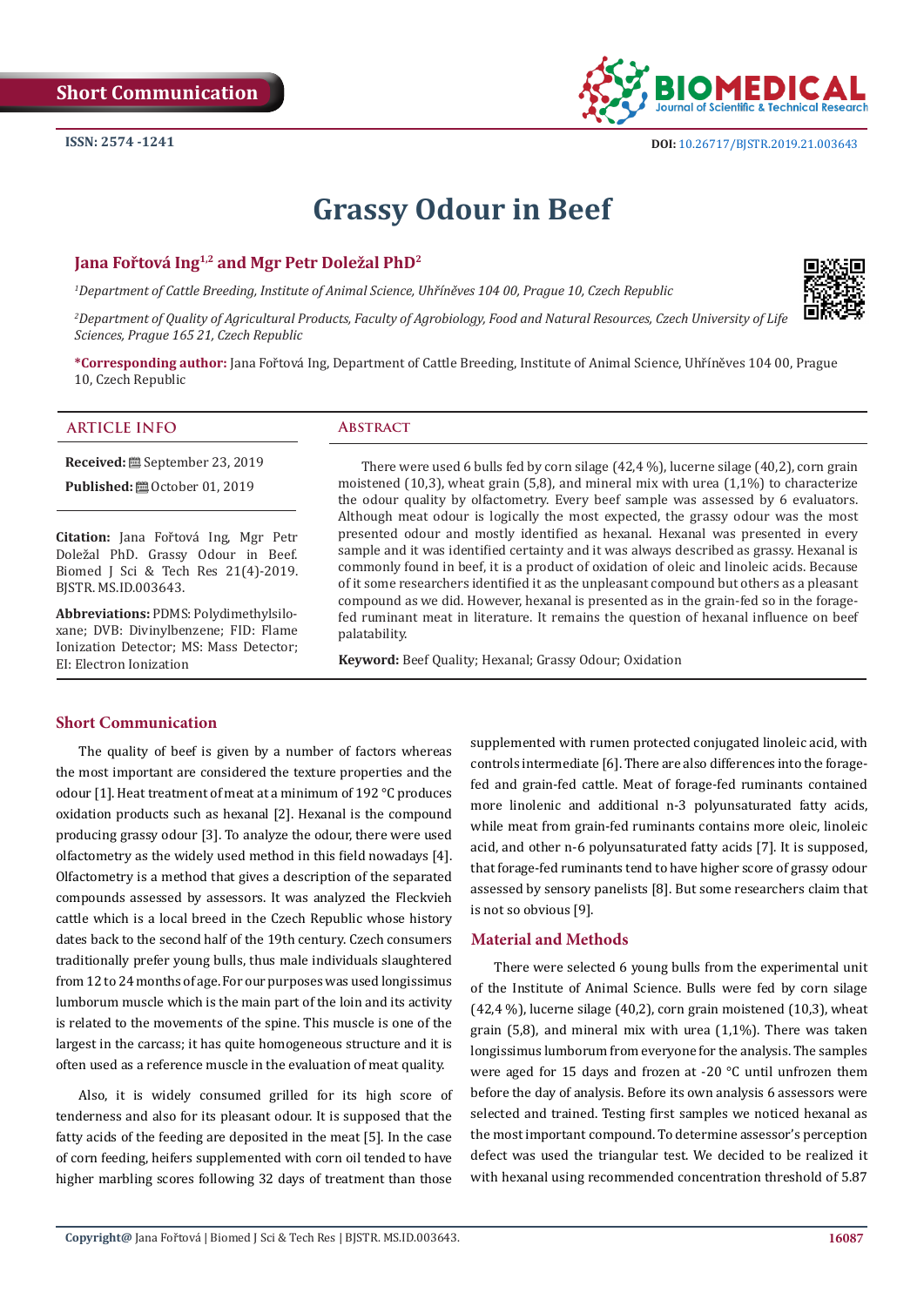Short Communication

ISSN: 2574 -1241

DOI: 10.26717/BJSTR.2019.21.003643

# Grassy Odour in Beef

**Jana Fořtová Ing[1,2] and Mgr Petr Doležal PhD[2]**

*[1]Department of Cattle Breeding, Institute of Animal Science, Uhříněves 104 00, Prague 10, Czech Republic*

*[2]Department of Quality of Agricultural Products, Faculty of Agrobiology, Food and Natural Resources, Czech University of Life Sciences, Prague 165 21, Czech Republic*

**\*Corresponding author:** Jana Fořtová Ing, Department of Cattle Breeding, Institute of Animal Science, Uhříněves 104 00, Prague 10, Czech Republic

## ARTICLE INFO

**Received:** September 23, 2019

**Published:** October 01, 2019

**Citation:** Jana Fořtová Ing, Mgr Petr Doležal PhD. Grassy Odour in Beef. Biomed J Sci & Tech Res 21(4)-2019. BJSTR. MS.ID.003643.

**Abbreviations:** PDMS: Polydimethylsiloxane; DVB: Divinylbenzene; FID: Flame Ionization Detector; MS: Mass Detector; EI: Electron Ionization

## Abstract

There were used 6 bulls fed by corn silage (42,4 %), lucerne silage (40,2), corn grain moistened (10,3), wheat grain (5,8), and mineral mix with urea (1,1%) to characterize the odour quality by olfactometry. Every beef sample was assessed by 6 evaluators. Although meat odour is logically the most expected, the grassy odour was the most presented odour and mostly identified as hexanal. Hexanal was presented in every sample and it was identified certainty and it was always described as grassy. Hexanal is commonly found in beef, it is a product of oxidation of oleic and linoleic acids. Because of it some researchers identified it as the unpleasant compound but others as a pleasant compound as we did. However, hexanal is presented as in the grain-fed so in the forage-fed ruminant meat in literature. It remains the question of hexanal influence on beef palatability.

**Keyword:** Beef Quality; Hexanal; Grassy Odour; Oxidation

## Short Communication

The quality of beef is given by a number of factors whereas the most important are considered the texture properties and the odour [1]. Heat treatment of meat at a minimum of 192 °C produces oxidation products such as hexanal [2]. Hexanal is the compound producing grassy odour [3]. To analyze the odour, there were used olfactometry as the widely used method in this field nowadays [4]. Olfactometry is a method that gives a description of the separated compounds assessed by assessors. It was analyzed the Fleckvieh cattle which is a local breed in the Czech Republic whose history dates back to the second half of the 19th century. Czech consumers traditionally prefer young bulls, thus male individuals slaughtered from 12 to 24 months of age. For our purposes was used longissimus lumborum muscle which is the main part of the loin and its activity is related to the movements of the spine. This muscle is one of the largest in the carcass; it has quite homogeneous structure and it is often used as a reference muscle in the evaluation of meat quality.

Also, it is widely consumed grilled for its high score of tenderness and also for its pleasant odour. It is supposed that the fatty acids of the feeding are deposited in the meat [5]. In the case of corn feeding, heifers supplemented with corn oil tended to have higher marbling scores following 32 days of treatment than those supplemented with rumen protected conjugated linoleic acid, with controls intermediate [6]. There are also differences into the forage-fed and grain-fed cattle. Meat of forage-fed ruminants contained more linolenic and additional n-3 polyunsaturated fatty acids, while meat from grain-fed ruminants contains more oleic, linoleic acid, and other n-6 polyunsaturated fatty acids [7]. It is supposed, that forage-fed ruminants tend to have higher score of grassy odour assessed by sensory panelists [8]. But some researchers claim that is not so obvious [9].

## Material and Methods

There were selected 6 young bulls from the experimental unit of the Institute of Animal Science. Bulls were fed by corn silage (42,4 %), lucerne silage (40,2), corn grain moistened (10,3), wheat grain (5,8), and mineral mix with urea (1,1%). There was taken longissimus lumborum from everyone for the analysis. The samples were aged for 15 days and frozen at -20 °C until unfrozen them before the day of analysis. Before its own analysis 6 assessors were selected and trained. Testing first samples we noticed hexanal as the most important compound. To determine assessor's perception defect was used the triangular test. We decided to be realized it with hexanal using recommended concentration threshold of 5.87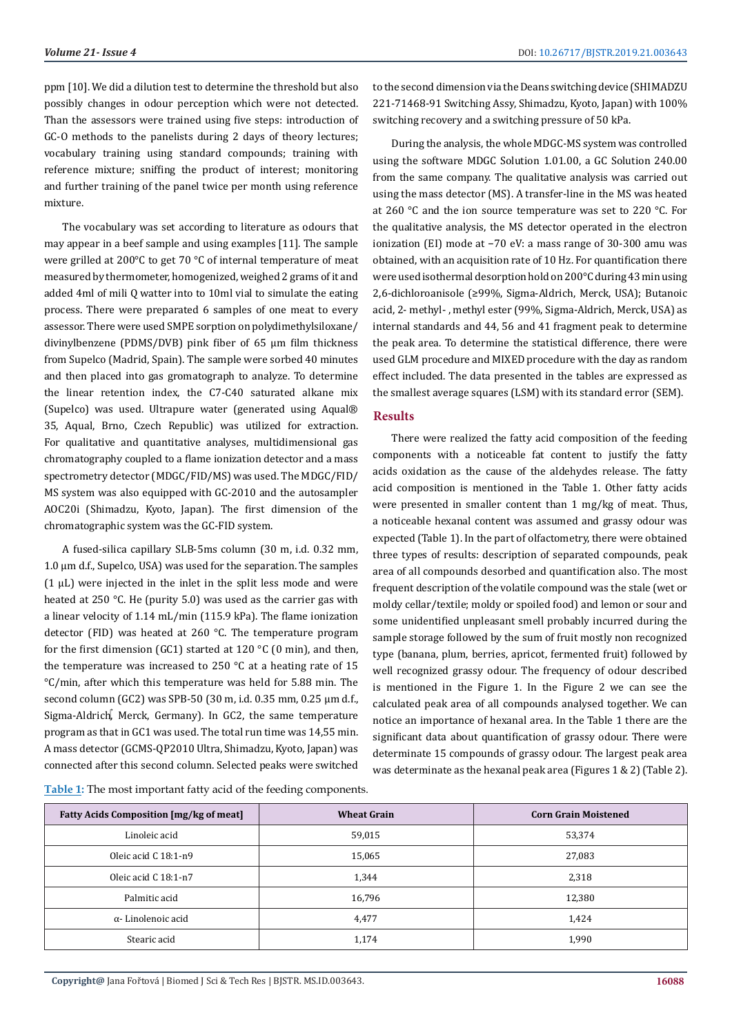ppm [10]. We did a dilution test to determine the threshold but also possibly changes in odour perception which were not detected. Than the assessors were trained using five steps: introduction of GC-O methods to the panelists during 2 days of theory lectures; vocabulary training using standard compounds; training with reference mixture; sniffing the product of interest; monitoring and further training of the panel twice per month using reference mixture.

The vocabulary was set according to literature as odours that may appear in a beef sample and using examples [11]. The sample were grilled at 200°C to get 70 °C of internal temperature of meat measured by thermometer, homogenized, weighed 2 grams of it and added 4ml of mili Q watter into to 10ml vial to simulate the eating process. There were preparated 6 samples of one meat to every assessor. There were used SMPE sorption on polydimethylsiloxane/divinylbenzene (PDMS/DVB) pink fiber of 65 µm film thickness from Supelco (Madrid, Spain). The sample were sorbed 40 minutes and then placed into gas gromatograph to analyze. To determine the linear retention index, the C7-C40 saturated alkane mix (Supelco) was used. Ultrapure water (generated using Aqual® 35, Aqual, Brno, Czech Republic) was utilized for extraction. For qualitative and quantitative analyses, multidimensional gas chromatography coupled to a flame ionization detector and a mass spectrometry detector (MDGC/FID/MS) was used. The MDGC/FID/MS system was also equipped with GC-2010 and the autosampler AOC20i (Shimadzu, Kyoto, Japan). The first dimension of the chromatographic system was the GC-FID system.

A fused-silica capillary SLB-5ms column (30 m, i.d. 0.32 mm, 1.0 µm d.f., Supelco, USA) was used for the separation. The samples (1 µL) were injected in the inlet in the split less mode and were heated at 250 °C. He (purity 5.0) was used as the carrier gas with a linear velocity of 1.14 mL/min (115.9 kPa). The flame ionization detector (FID) was heated at 260 °C. The temperature program for the first dimension (GC1) started at 120 °C (0 min), and then, the temperature was increased to 250 °C at a heating rate of 15 °C/min, after which this temperature was held for 5.88 min. The second column (GC2) was SPB-50 (30 m, i.d. 0.35 mm, 0.25 µm d.f., Sigma-Aldrich, Merck, Germany). In GC2, the same temperature program as that in GC1 was used. The total run time was 14,55 min. A mass detector (GCMS-QP2010 Ultra, Shimadzu, Kyoto, Japan) was connected after this second column. Selected peaks were switched to the second dimension via the Deans switching device (SHIMADZU 221-71468-91 Switching Assy, Shimadzu, Kyoto, Japan) with 100% switching recovery and a switching pressure of 50 kPa.

During the analysis, the whole MDGC-MS system was controlled using the software MDGC Solution 1.01.00, a GC Solution 240.00 from the same company. The qualitative analysis was carried out using the mass detector (MS). A transfer-line in the MS was heated at 260 °C and the ion source temperature was set to 220 °C. For the qualitative analysis, the MS detector operated in the electron ionization (EI) mode at −70 eV: a mass range of 30-300 amu was obtained, with an acquisition rate of 10 Hz. For quantification there were used isothermal desorption hold on 200°C during 43 min using 2,6-dichloroanisole (≥99%, Sigma-Aldrich, Merck, USA); Butanoic acid, 2- methyl- , methyl ester (99%, Sigma-Aldrich, Merck, USA) as internal standards and 44, 56 and 41 fragment peak to determine the peak area. To determine the statistical difference, there were used GLM procedure and MIXED procedure with the day as random effect included. The data presented in the tables are expressed as the smallest average squares (LSM) with its standard error (SEM).

## Results

There were realized the fatty acid composition of the feeding components with a noticeable fat content to justify the fatty acids oxidation as the cause of the aldehydes release. The fatty acid composition is mentioned in the Table 1. Other fatty acids were presented in smaller content than 1 mg/kg of meat. Thus, a noticeable hexanal content was assumed and grassy odour was expected (Table 1). In the part of olfactometry, there were obtained three types of results: description of separated compounds, peak area of all compounds desorbed and quantification also. The most frequent description of the volatile compound was the stale (wet or moldy cellar/textile; moldy or spoiled food) and lemon or sour and some unidentified unpleasant smell probably incurred during the sample storage followed by the sum of fruit mostly non recognized type (banana, plum, berries, apricot, fermented fruit) followed by well recognized grassy odour. The frequency of odour described is mentioned in the Figure 1. In the Figure 2 we can see the calculated peak area of all compounds analysed together. We can notice an importance of hexanal area. In the Table 1 there are the significant data about quantification of grassy odour. There were determinate 15 compounds of grassy odour. The largest peak area was determinate as the hexanal peak area (Figures 1 & 2) (Table 2).

**Table 1:** The most important fatty acid of the feeding components.

| Fatty Acids Composition [mg/kg of meat] | Wheat Grain | Corn Grain Moistened |
|---|---|---|
| Linoleic acid | 59,015 | 53,374 |
| Oleic acid C 18:1-n9 | 15,065 | 27,083 |
| Oleic acid C 18:1-n7 | 1,344 | 2,318 |
| Palmitic acid | 16,796 | 12,380 |
| α- Linolenoic acid | 4,477 | 1,424 |
| Stearic acid | 1,174 | 1,990 |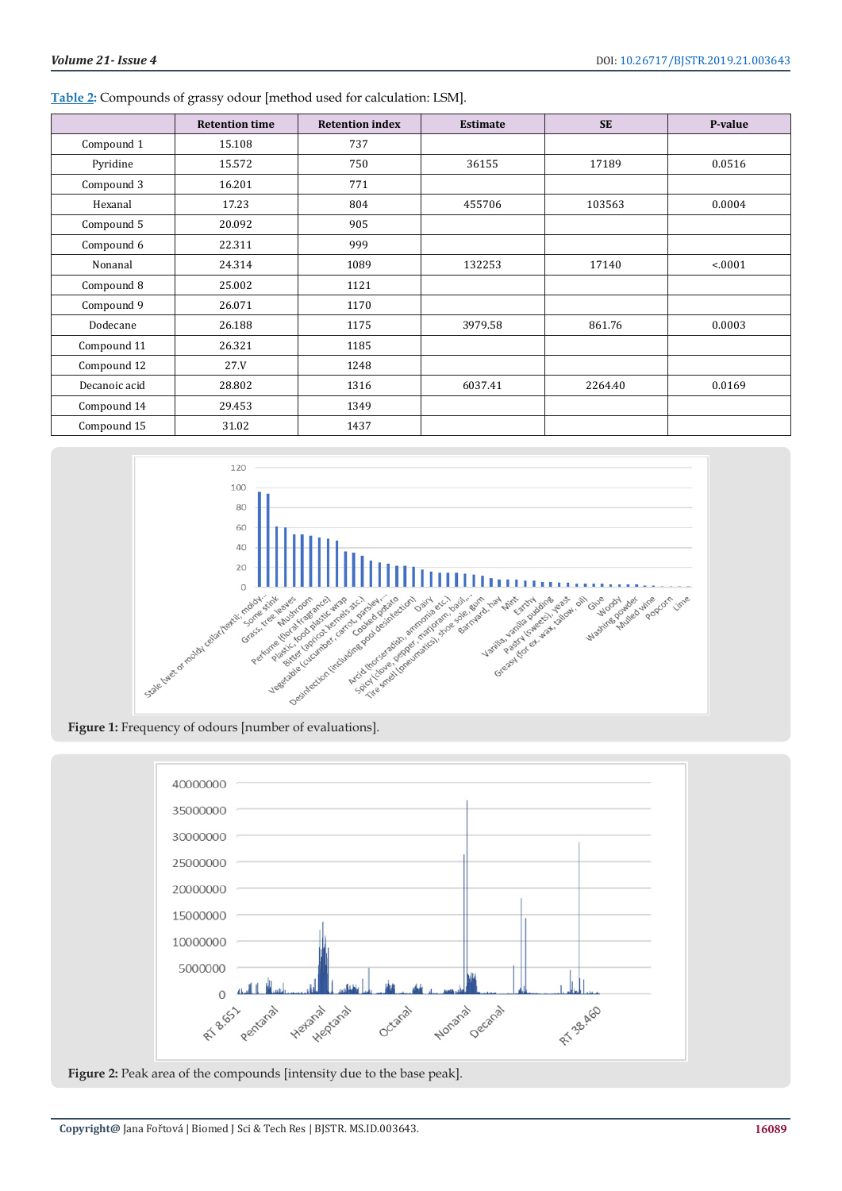Table 2: Compounds of grassy odour [method used for calculation: LSM].

| | Retention time | Retention index | Estimate | SE | P-value |
|---|---|---|---|---|---|
| Compound 1 | 15.108 | 737 | | | |
| Pyridine | 15.572 | 750 | 36155 | 17189 | 0.0516 |
| Compound 3 | 16.201 | 771 | | | |
| Hexanal | 17.23 | 804 | 455706 | 103563 | 0.0004 |
| Compound 5 | 20.092 | 905 | | | |
| Compound 6 | 22.311 | 999 | | | |
| Nonanal | 24.314 | 1089 | 132253 | 17140 | <.0001 |
| Compound 8 | 25.002 | 1121 | | | |
| Compound 9 | 26.071 | 1170 | | | |
| Dodecane | 26.188 | 1175 | 3979.58 | 861.76 | 0.0003 |
| Compound 11 | 26.321 | 1185 | | | |
| Compound 12 | 27.V | 1248 | | | |
| Decanoic acid | 28.802 | 1316 | 6037.41 | 2264.40 | 0.0169 |
| Compound 14 | 29.453 | 1349 | | | |
| Compound 15 | 31.02 | 1437 | | | |

120
100
80
60
40
20
0

Stale (wet or moldy cellar/textil, moldy...
Some stink
Grass, tree leaves
Mushroom
Perfume (floral fragrance)
Plastic, food plastic wrap
Bitter (apricot kernels etc.)
Vegetable (cucumber, carrot, parsley,...
Cooked potato
Desinfection (including pool desinfection)
Dairy
Arcid (horseradish, ammonia etc.)
Spicy (clove, pepper, marjoram, basil,...
Tire smell (pneumatics), shoe sole, gum
Barnyard, hay
Mint
Earthy
Vanilla, vanilla pudding
Pastry (sweets), yeast
Greasy (for ex. wax, tallow, oil)
Glue
Woody
Washing powder
Mulled wine
Popcorn
Lime

**Figure 1:** Frequency of odours [number of evaluations].

40000000
35000000
30000000
25000000
20000000
15000000
10000000
5000000
0

RT 8.651
Pentanal
Hexanal
Heptanal
Octanal
Nonanal
Decanal
RT 38.460

**Figure 2:** Peak area of the compounds [intensity due to the base peak].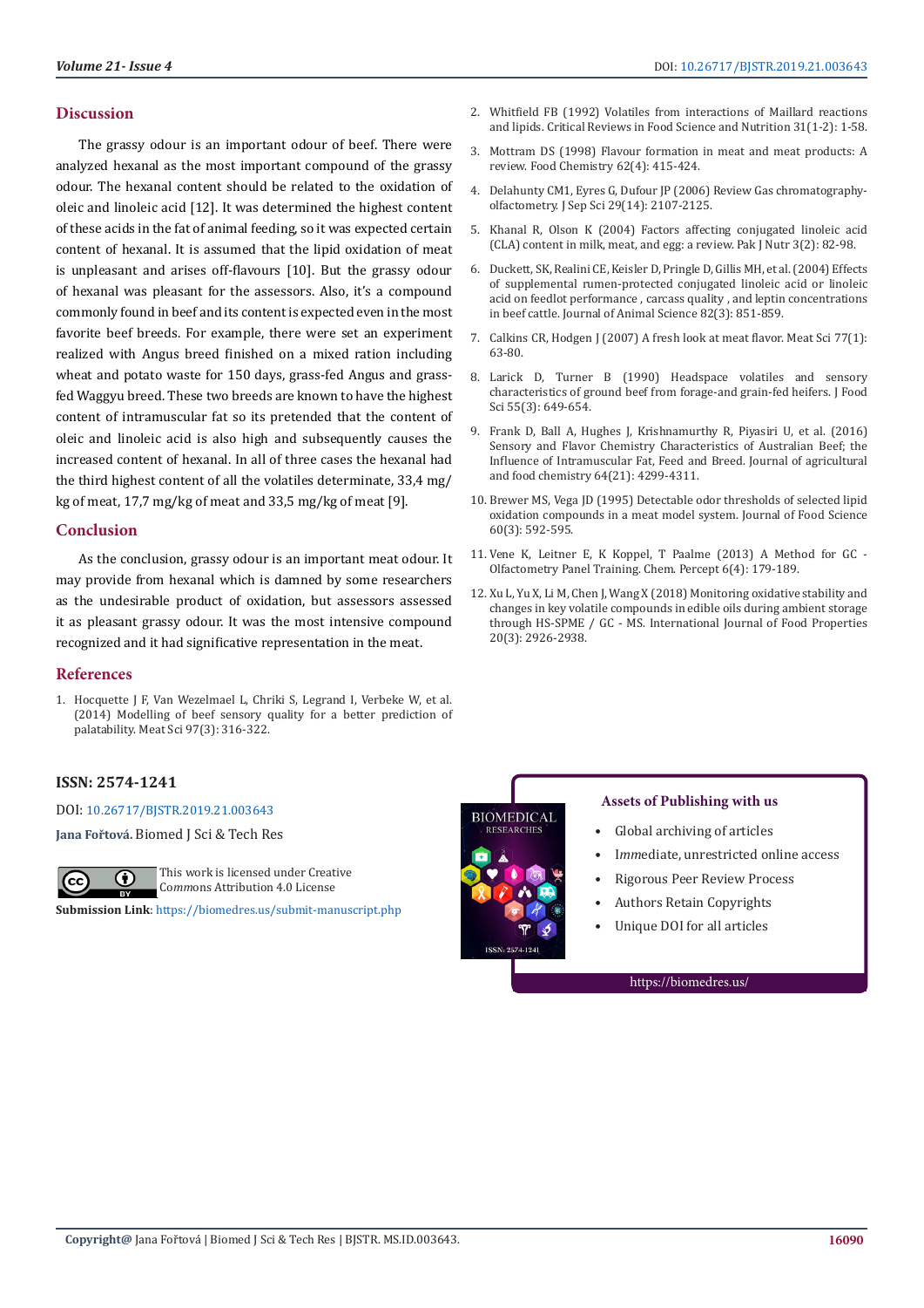## Discussion

The grassy odour is an important odour of beef. There were analyzed hexanal as the most important compound of the grassy odour. The hexanal content should be related to the oxidation of oleic and linoleic acid [12]. It was determined the highest content of these acids in the fat of animal feeding, so it was expected certain content of hexanal. It is assumed that the lipid oxidation of meat is unpleasant and arises off-flavours [10]. But the grassy odour of hexanal was pleasant for the assessors. Also, it's a compound commonly found in beef and its content is expected even in the most favorite beef breeds. For example, there were set an experiment realized with Angus breed finished on a mixed ration including wheat and potato waste for 150 days, grass-fed Angus and grass-fed Waggyu breed. These two breeds are known to have the highest content of intramuscular fat so its pretended that the content of oleic and linoleic acid is also high and subsequently causes the increased content of hexanal. In all of three cases the hexanal had the third highest content of all the volatiles determinate, 33,4 mg/kg of meat, 17,7 mg/kg of meat and 33,5 mg/kg of meat [9].

## Conclusion

As the conclusion, grassy odour is an important meat odour. It may provide from hexanal which is damned by some researchers as the undesirable product of oxidation, but assessors assessed it as pleasant grassy odour. It was the most intensive compound recognized and it had significative representation in the meat.

## References

1. Hocquette J F, Van Wezelmael L, Chriki S, Legrand I, Verbeke W, et al. (2014) Modelling of beef sensory quality for a better prediction of palatability. Meat Sci 97(3): 316-322.
2. Whitfield FB (1992) Volatiles from interactions of Maillard reactions and lipids. Critical Reviews in Food Science and Nutrition 31(1-2): 1-58.
3. Mottram DS (1998) Flavour formation in meat and meat products: A review. Food Chemistry 62(4): 415-424.
4. Delahunty CM1, Eyres G, Dufour JP (2006) Review Gas chromatography-olfactometry. J Sep Sci 29(14): 2107-2125.
5. Khanal R, Olson K (2004) Factors affecting conjugated linoleic acid (CLA) content in milk, meat, and egg: a review. Pak J Nutr 3(2): 82-98.
6. Duckett, SK, Realini CE, Keisler D, Pringle D, Gillis MH, et al. (2004) Effects of supplemental rumen-protected conjugated linoleic acid or linoleic acid on feedlot performance , carcass quality , and leptin concentrations in beef cattle. Journal of Animal Science 82(3): 851-859.
7. Calkins CR, Hodgen J (2007) A fresh look at meat flavor. Meat Sci 77(1): 63-80.
8. Larick D, Turner B (1990) Headspace volatiles and sensory characteristics of ground beef from forage-and grain-fed heifers. J Food Sci 55(3): 649-654.
9. Frank D, Ball A, Hughes J, Krishnamurthy R, Piyasiri U, et al. (2016) Sensory and Flavor Chemistry Characteristics of Australian Beef; the Influence of Intramuscular Fat, Feed and Breed. Journal of agricultural and food chemistry 64(21): 4299-4311.
10. Brewer MS, Vega JD (1995) Detectable odor thresholds of selected lipid oxidation compounds in a meat model system. Journal of Food Science 60(3): 592-595.
11. Vene K, Leitner E, K Koppel, T Paalme (2013) A Method for GC - Olfactometry Panel Training. Chem. Percept 6(4): 179-189.
12. Xu L, Yu X, Li M, Chen J, Wang X (2018) Monitoring oxidative stability and changes in key volatile compounds in edible oils during ambient storage through HS-SPME / GC - MS. International Journal of Food Properties 20(3): 2926-2938.

**ISSN: 2574-1241**

DOI: 10.26717/BJSTR.2019.21.003643

**Jana Fořtová.** Biomed J Sci & Tech Res

This work is licensed under Creative Commons Attribution 4.0 License

**Submission Link**: https://biomedres.us/submit-manuscript.php

**Assets of Publishing with us**

- Global archiving of articles
- Immediate, unrestricted online access
- Rigorous Peer Review Process
- Authors Retain Copyrights
- Unique DOI for all articles

https://biomedres.us/